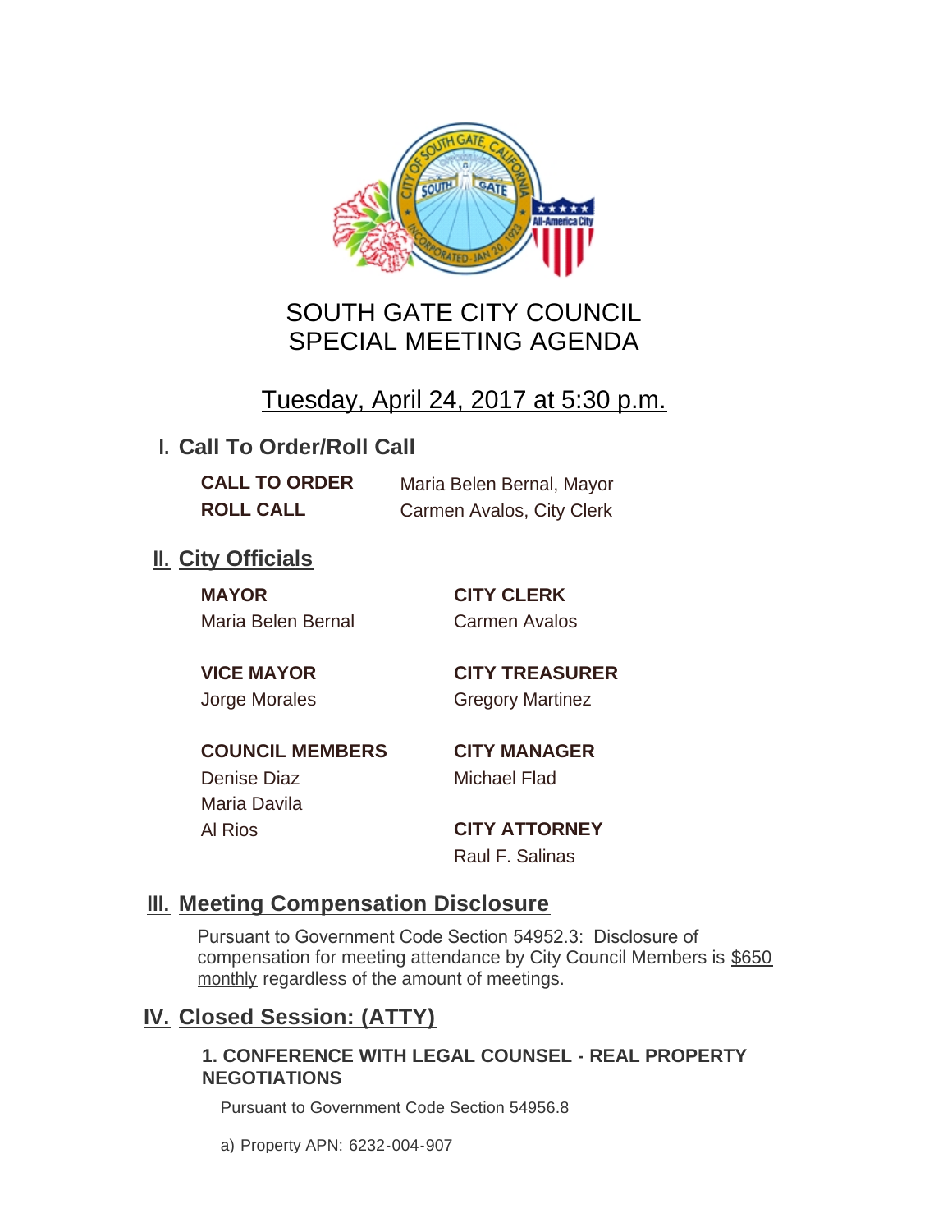# SOUTH GATE CITY COUNCIL
# SPECIAL MEETING AGENDA

## Tuesday, April 24, 2017 at 5:30 p.m.

## I. Call To Order/Roll Call

**CALL TO ORDER** Maria Belen Bernal, Mayor

**ROLL CALL** Carmen Avalos, City Clerk

## II. City Officials

**MAYOR**
Maria Belen Bernal

**VICE MAYOR**
Jorge Morales

**COUNCIL MEMBERS**
Denise Diaz
Maria Davila
Al Rios

**CITY CLERK**
Carmen Avalos

**CITY TREASURER**
Gregory Martinez

**CITY MANAGER**
Michael Flad

**CITY ATTORNEY**
Raul F. Salinas

## III. Meeting Compensation Disclosure

Pursuant to Government Code Section 54952.3: Disclosure of compensation for meeting attendance by City Council Members is $650 monthly regardless of the amount of meetings.

## IV. Closed Session: (ATTY)

### 1. CONFERENCE WITH LEGAL COUNSEL - REAL PROPERTY NEGOTIATIONS

Pursuant to Government Code Section 54956.8

a) Property APN: 6232-004-907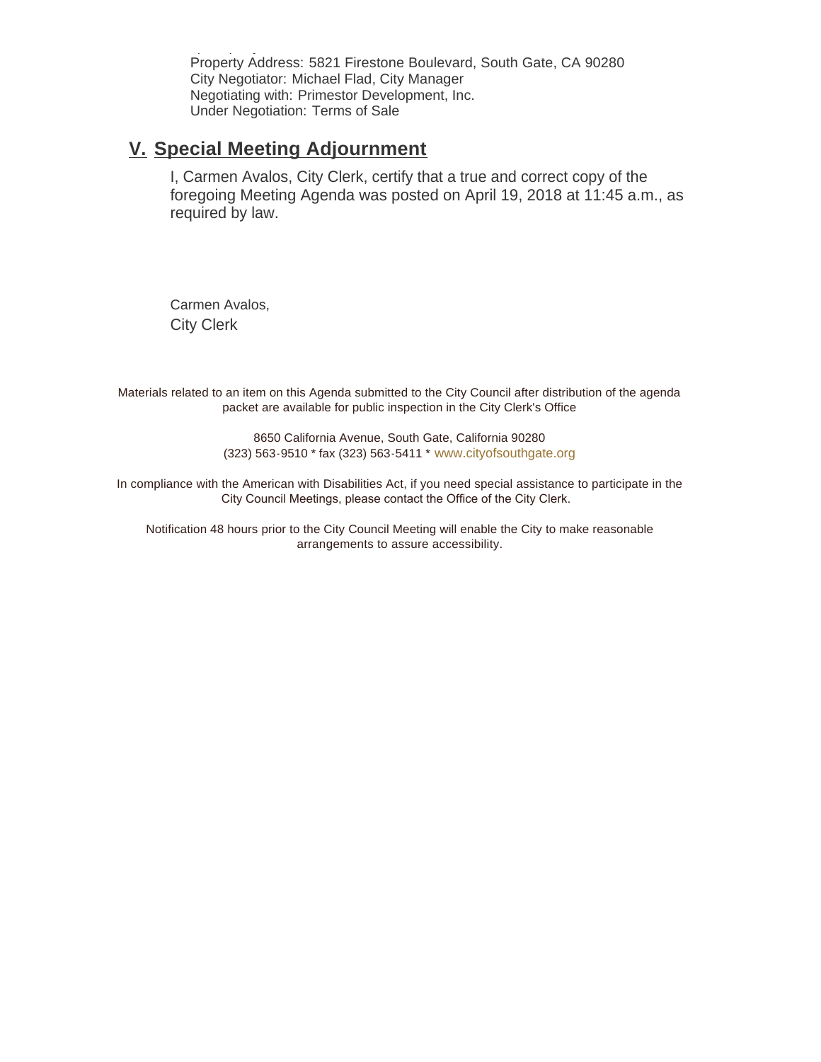Property Address: 5821 Firestone Boulevard, South Gate, CA 90280
City Negotiator: Michael Flad, City Manager
Negotiating with: Primestor Development, Inc.
Under Negotiation: Terms of Sale

## V. Special Meeting Adjournment

I, Carmen Avalos, City Clerk, certify that a true and correct copy of the foregoing Meeting Agenda was posted on April 19, 2018 at 11:45 a.m., as required by law.

Carmen Avalos,
City Clerk

Materials related to an item on this Agenda submitted to the City Council after distribution of the agenda packet are available for public inspection in the City Clerk's Office

8650 California Avenue, South Gate, California 90280
(323) 563-9510 * fax (323) 563-5411 * www.cityofsouthgate.org

In compliance with the American with Disabilities Act, if you need special assistance to participate in the City Council Meetings, please contact the Office of the City Clerk.

Notification 48 hours prior to the City Council Meeting will enable the City to make reasonable arrangements to assure accessibility.